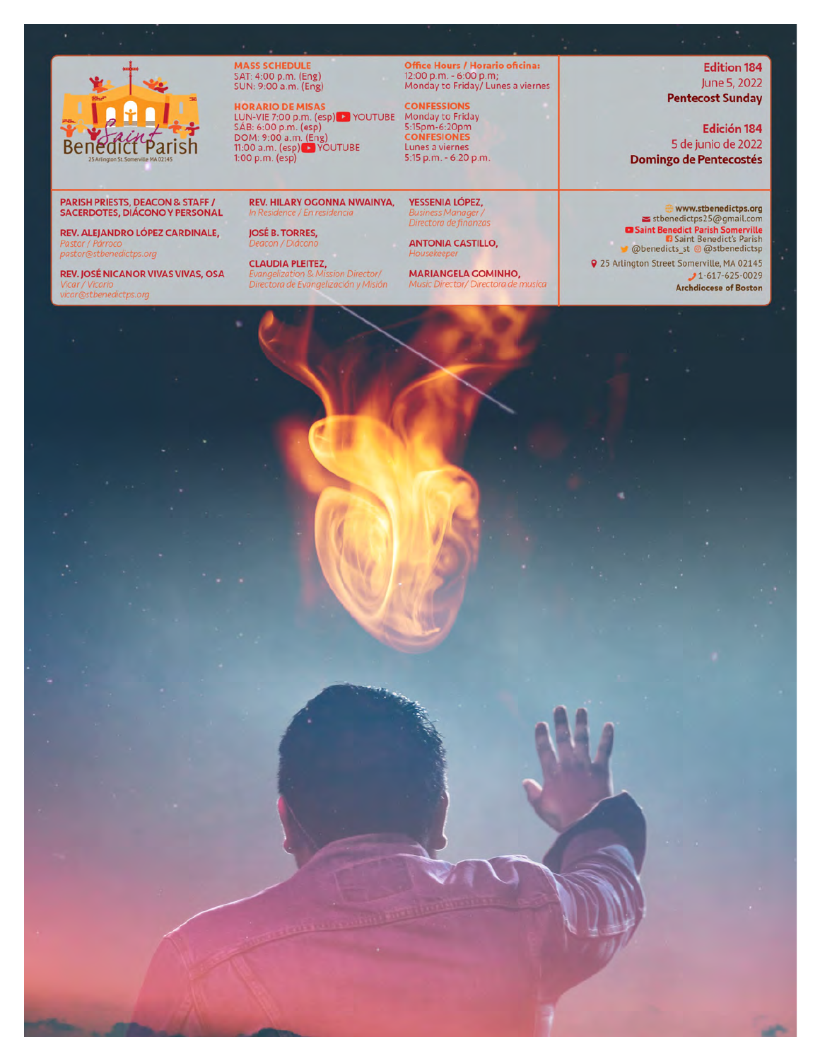Saint Benedict Parish
25 Arlington St. Somerville MA 02145

**MASS SCHEDULE**
SAT: 4:00 p.m. (Eng)
SUN: 9:00 a.m. (Eng)

**HORARIO DE MISAS**
LUN-VIE 7:00 p.m. (esp) YOUTUBE
SÁB: 6:00 p.m. (esp)
DOM: 9:00 a.m. (Eng)
11:00 a.m. (esp) YOUTUBE
1:00 p.m. (esp)

**Office Hours / Horario oficina:**
12:00 p.m. - 6:00 p.m;
Monday to Friday/ Lunes a viernes

**CONFESSIONS**
Monday to Friday
5:15pm-6:20pm

**CONFESIONES**
Lunes a viernes
5:15 p.m. - 6:20 p.m.

**Edition 184**
June 5, 2022
**Pentecost Sunday**

**Edición 184**
5 de junio de 2022
**Domingo de Pentecostés**

**PARISH PRIESTS, DEACON & STAFF / SACERDOTES, DIÁCONO Y PERSONAL**

**REV. ALEJANDRO LÓPEZ CARDINALE,**
*Pastor / Párroco*
*pastor@stbenedictps.org*

**REV. JOSÉ NICANOR VIVAS VIVAS, OSA**
*Vicar / Vicario*
*vicar@stbenedictps.org*

**REV. HILARY OGONNA NWAINYA,**
*In Residence / En residencia*

**JOSÉ B. TORRES,**
*Deacon / Diácono*

**CLAUDIA PLEITEZ,**
*Evangelization & Mission Director/ Directora de Evangelización y Misión*

**YESSENIA LÓPEZ,**
*Business Manager / Directora de finanzas*

**ANTONIA CASTILLO,**
*Housekeeper*

**MARIANGELA GOMINHO,**
*Music Director/ Directora de musica*

**www.stbenedictps.org**
stbenedictps25@gmail.com
**Saint Benedict Parish Somerville**
Saint Benedict's Parish
@benedicts_st @stbenedictsp
25 Arlington Street Somerville, MA 02145
1-617-625-0029
**Archdiocese of Boston**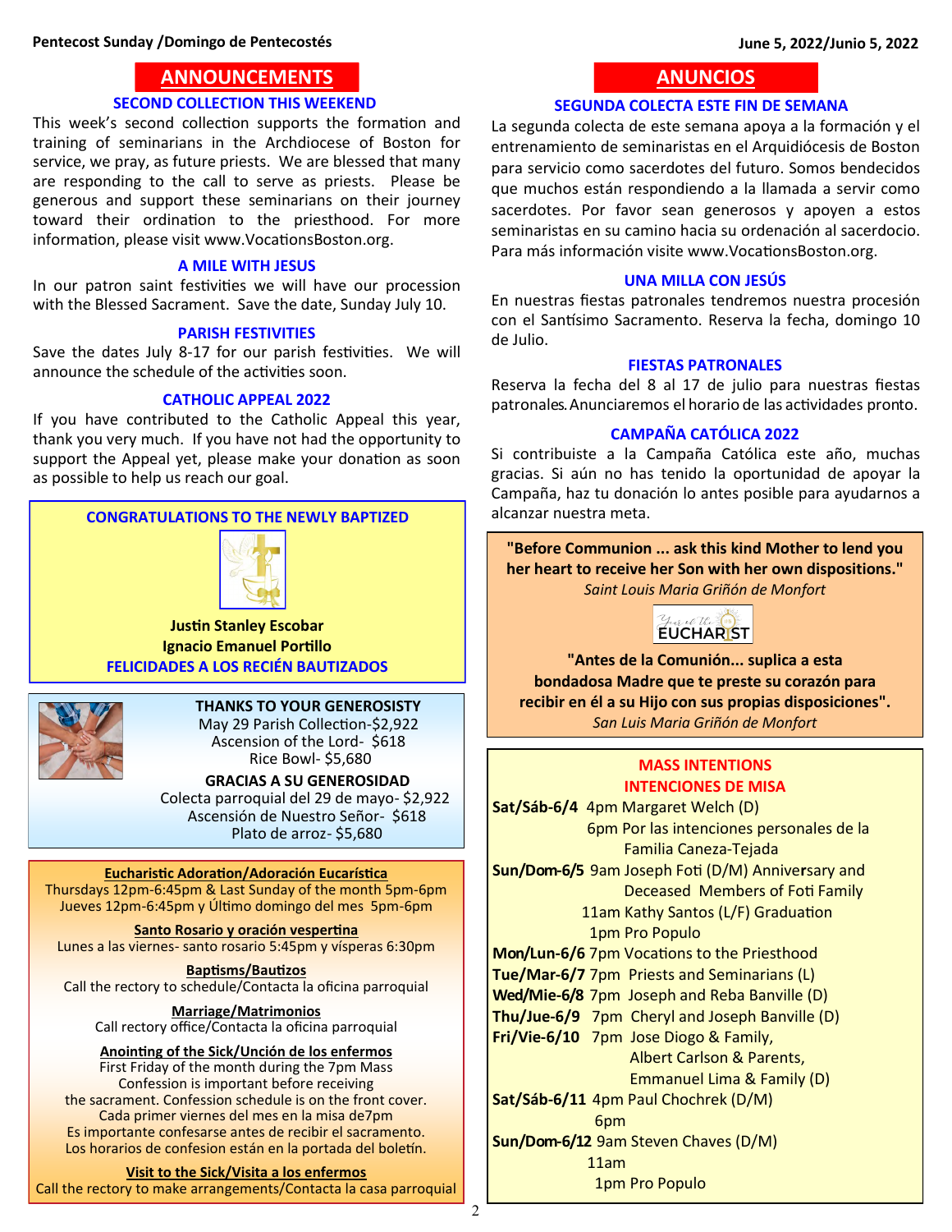## ANNOUNCEMENTS

### SECOND COLLECTION THIS WEEKEND

This week's second collection supports the formation and training of seminarians in the Archdiocese of Boston for service, we pray, as future priests. We are blessed that many are responding to the call to serve as priests. Please be generous and support these seminarians on their journey toward their ordination to the priesthood. For more information, please visit www.VocationsBoston.org.

### A MILE WITH JESUS

In our patron saint festivities we will have our procession with the Blessed Sacrament. Save the date, Sunday July 10.

### PARISH FESTIVITIES

Save the dates July 8-17 for our parish festivities. We will announce the schedule of the activities soon.

### CATHOLIC APPEAL 2022

If you have contributed to the Catholic Appeal this year, thank you very much. If you have not had the opportunity to support the Appeal yet, please make your donation as soon as possible to help us reach our goal.

**CONGRATULATIONS TO THE NEWLY BAPTIZED**

**Justin Stanley Escobar**
**Ignacio Emanuel Portillo**

**FELICIDADES A LOS RECIÉN BAUTIZADOS**

**THANKS TO YOUR GENEROSISTY**

May 29 Parish Collection-$2,922
Ascension of the Lord- $618
Rice Bowl- $5,680

**GRACIAS A SU GENEROSIDAD**

Colecta parroquial del 29 de mayo- $2,922
Ascensión de Nuestro Señor- $618
Plato de arroz- $5,680

**Eucharistic Adoration/Adoración Eucarística**

Thursdays 12pm-6:45pm & Last Sunday of the month 5pm-6pm
Jueves 12pm-6:45pm y Último domingo del mes 5pm-6pm

**Santo Rosario y oración vespertina**

Lunes a las viernes- santo rosario 5:45pm y vísperas 6:30pm

**Baptisms/Bautizos**

Call the rectory to schedule/Contacta la oficina parroquial

**Marriage/Matrimonios**

Call rectory office/Contacta la oficina parroquial

**Anointing of the Sick/Unción de los enfermos**

First Friday of the month during the 7pm Mass
Confession is important before receiving the sacrament. Confession schedule is on the front cover.
Cada primer viernes del mes en la misa de7pm
Es importante confesarse antes de recibir el sacramento.
Los horarios de confesion están en la portada del boletín.

**Visit to the Sick/Visita a los enfermos**

Call the rectory to make arrangements/Contacta la casa parroquial

## ANUNCIOS

### SEGUNDA COLECTA ESTE FIN DE SEMANA

La segunda colecta de este semana apoya a la formación y el entrenamiento de seminaristas en el Arquidiócesis de Boston para servicio como sacerdotes del futuro. Somos bendecidos que muchos están respondiendo a la llamada a servir como sacerdotes. Por favor sean generosos y apoyen a estos seminaristas en su camino hacia su ordenación al sacerdocio. Para más información visite www.VocationsBoston.org.

### UNA MILLA CON JESÚS

En nuestras fiestas patronales tendremos nuestra procesión con el Santísimo Sacramento. Reserva la fecha, domingo 10 de Julio.

### FIESTAS PATRONALES

Reserva la fecha del 8 al 17 de julio para nuestras fiestas patronales. Anunciaremos el horario de las actividades pronto.

### CAMPAÑA CATÓLICA 2022

Si contribuiste a la Campaña Católica este año, muchas gracias. Si aún no has tenido la oportunidad de apoyar la Campaña, haz tu donación lo antes posible para ayudarnos a alcanzar nuestra meta.

**"Before Communion ... ask this kind Mother to lend you her heart to receive her Son with her own dispositions."**
*Saint Louis Maria Griñón de Monfort*

Year of the EUCHARIST

**"Antes de la Comunión... suplica a esta bondadosa Madre que te preste su corazón para recibir en él a su Hijo con sus propias disposiciones".**
*San Luis Maria Griñón de Monfort*

**MASS INTENTIONS**
**INTENCIONES DE MISA**

**Sat/Sáb-6/4** 4pm Margaret Welch (D)
6pm Por las intenciones personales de la Familia Caneza-Tejada
**Sun/Dom-6/5** 9am Joseph Foti (D/M) Anniversary and Deceased Members of Foti Family
11am Kathy Santos (L/F) Graduation
1pm Pro Populo
**Mon/Lun-6/6** 7pm Vocations to the Priesthood
**Tue/Mar-6/7** 7pm Priests and Seminarians (L)
**Wed/Mie-6/8** 7pm Joseph and Reba Banville (D)
**Thu/Jue-6/9** 7pm Cheryl and Joseph Banville (D)
**Fri/Vie-6/10** 7pm Jose Diogo & Family, Albert Carlson & Parents, Emmanuel Lima & Family (D)
**Sat/Sáb-6/11** 4pm Paul Chochrek (D/M)
6pm
**Sun/Dom-6/12** 9am Steven Chaves (D/M)
11am
1pm Pro Populo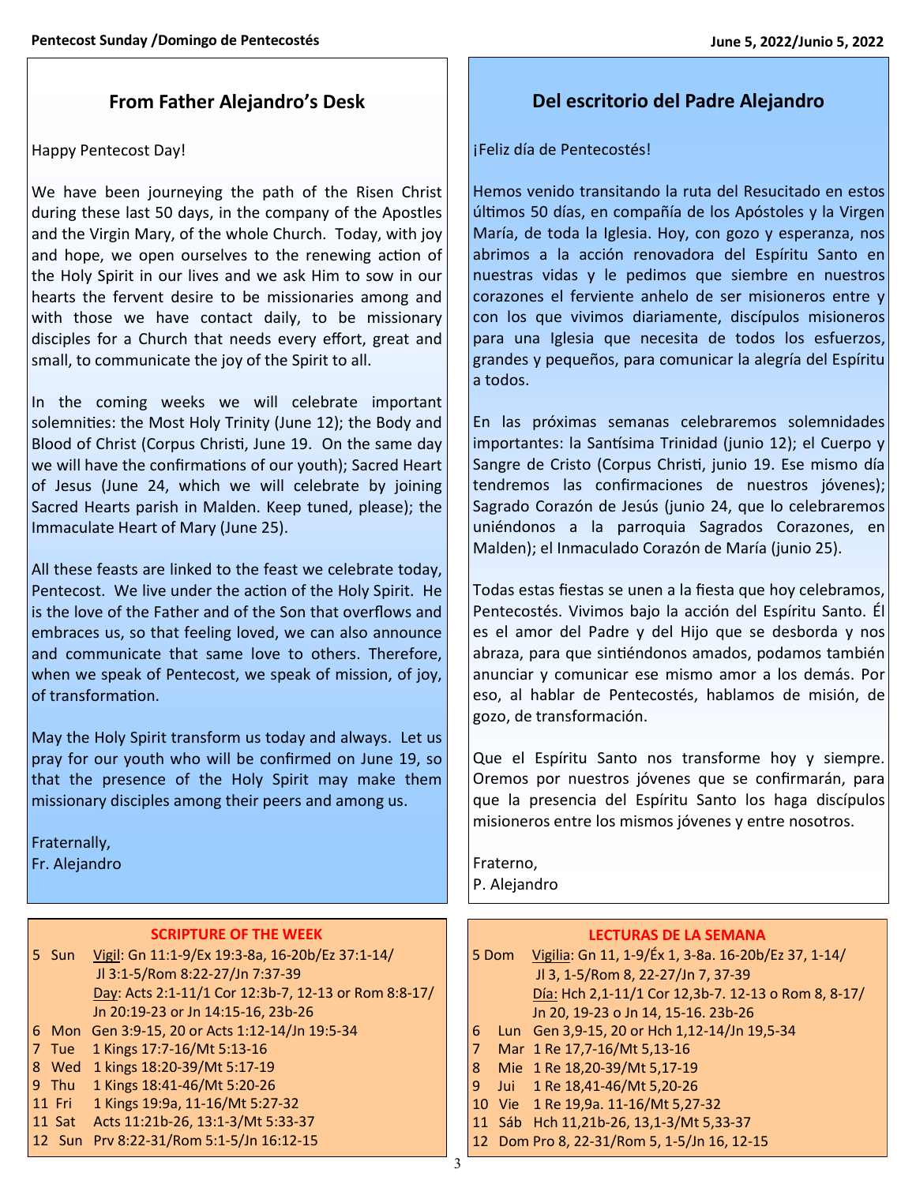## From Father Alejandro's Desk

Happy Pentecost Day!

We have been journeying the path of the Risen Christ during these last 50 days, in the company of the Apostles and the Virgin Mary, of the whole Church. Today, with joy and hope, we open ourselves to the renewing action of the Holy Spirit in our lives and we ask Him to sow in our hearts the fervent desire to be missionaries among and with those we have contact daily, to be missionary disciples for a Church that needs every effort, great and small, to communicate the joy of the Spirit to all.

In the coming weeks we will celebrate important solemnities: the Most Holy Trinity (June 12); the Body and Blood of Christ (Corpus Christi, June 19. On the same day we will have the confirmations of our youth); Sacred Heart of Jesus (June 24, which we will celebrate by joining Sacred Hearts parish in Malden. Keep tuned, please); the Immaculate Heart of Mary (June 25).

All these feasts are linked to the feast we celebrate today, Pentecost. We live under the action of the Holy Spirit. He is the love of the Father and of the Son that overflows and embraces us, so that feeling loved, we can also announce and communicate that same love to others. Therefore, when we speak of Pentecost, we speak of mission, of joy, of transformation.

May the Holy Spirit transform us today and always. Let us pray for our youth who will be confirmed on June 19, so that the presence of the Holy Spirit may make them missionary disciples among their peers and among us.

Fraternally,
Fr. Alejandro

## Del escritorio del Padre Alejandro

¡Feliz día de Pentecostés!

Hemos venido transitando la ruta del Resucitado en estos últimos 50 días, en compañía de los Apóstoles y la Virgen María, de toda la Iglesia. Hoy, con gozo y esperanza, nos abrimos a la acción renovadora del Espíritu Santo en nuestras vidas y le pedimos que siembre en nuestros corazones el ferviente anhelo de ser misioneros entre y con los que vivimos diariamente, discípulos misioneros para una Iglesia que necesita de todos los esfuerzos, grandes y pequeños, para comunicar la alegría del Espíritu a todos.

En las próximas semanas celebraremos solemnidades importantes: la Santísima Trinidad (junio 12); el Cuerpo y Sangre de Cristo (Corpus Christi, junio 19. Ese mismo día tendremos las confirmaciones de nuestros jóvenes); Sagrado Corazón de Jesús (junio 24, que lo celebraremos uniéndonos a la parroquia Sagrados Corazones, en Malden); el Inmaculado Corazón de María (junio 25).

Todas estas fiestas se unen a la fiesta que hoy celebramos, Pentecostés. Vivimos bajo la acción del Espíritu Santo. Él es el amor del Padre y del Hijo que se desborda y nos abraza, para que sintiéndonos amados, podamos también anunciar y comunicar ese mismo amor a los demás. Por eso, al hablar de Pentecostés, hablamos de misión, de gozo, de transformación.

Que el Espíritu Santo nos transforme hoy y siempre. Oremos por nuestros jóvenes que se confirmarán, para que la presencia del Espíritu Santo los haga discípulos misioneros entre los mismos jóvenes y entre nosotros.

Fraterno,
P. Alejandro

### SCRIPTURE OF THE WEEK

5 Sun — Vigil: Gn 11:1-9/Ex 19:3-8a, 16-20b/Ez 37:1-14/ Jl 3:1-5/Rom 8:22-27/Jn 7:37-39
Day: Acts 2:1-11/1 Cor 12:3b-7, 12-13 or Rom 8:8-17/ Jn 20:19-23 or Jn 14:15-16, 23b-26
6 Mon — Gen 3:9-15, 20 or Acts 1:12-14/Jn 19:5-34
7 Tue — 1 Kings 17:7-16/Mt 5:13-16
8 Wed — 1 kings 18:20-39/Mt 5:17-19
9 Thu — 1 Kings 18:41-46/Mt 5:20-26
11 Fri — 1 Kings 19:9a, 11-16/Mt 5:27-32
11 Sat — Acts 11:21b-26, 13:1-3/Mt 5:33-37
12 Sun — Prv 8:22-31/Rom 5:1-5/Jn 16:12-15

### LECTURAS DE LA SEMANA

5 Dom — Vigilia: Gn 11, 1-9/Éx 1, 3-8a. 16-20b/Ez 37, 1-14/ Jl 3, 1-5/Rom 8, 22-27/Jn 7, 37-39
Día: Hch 2,1-11/1 Cor 12,3b-7. 12-13 o Rom 8, 8-17/ Jn 20, 19-23 o Jn 14, 15-16. 23b-26
6 Lun — Gen 3,9-15, 20 or Hch 1,12-14/Jn 19,5-34
7 Mar — 1 Re 17,7-16/Mt 5,13-16
8 Mie — 1 Re 18,20-39/Mt 5,17-19
9 Jui — 1 Re 18,41-46/Mt 5,20-26
10 Vie — 1 Re 19,9a. 11-16/Mt 5,27-32
11 Sáb — Hch 11,21b-26, 13,1-3/Mt 5,33-37
12 Dom — Pro 8, 22-31/Rom 5, 1-5/Jn 16, 12-15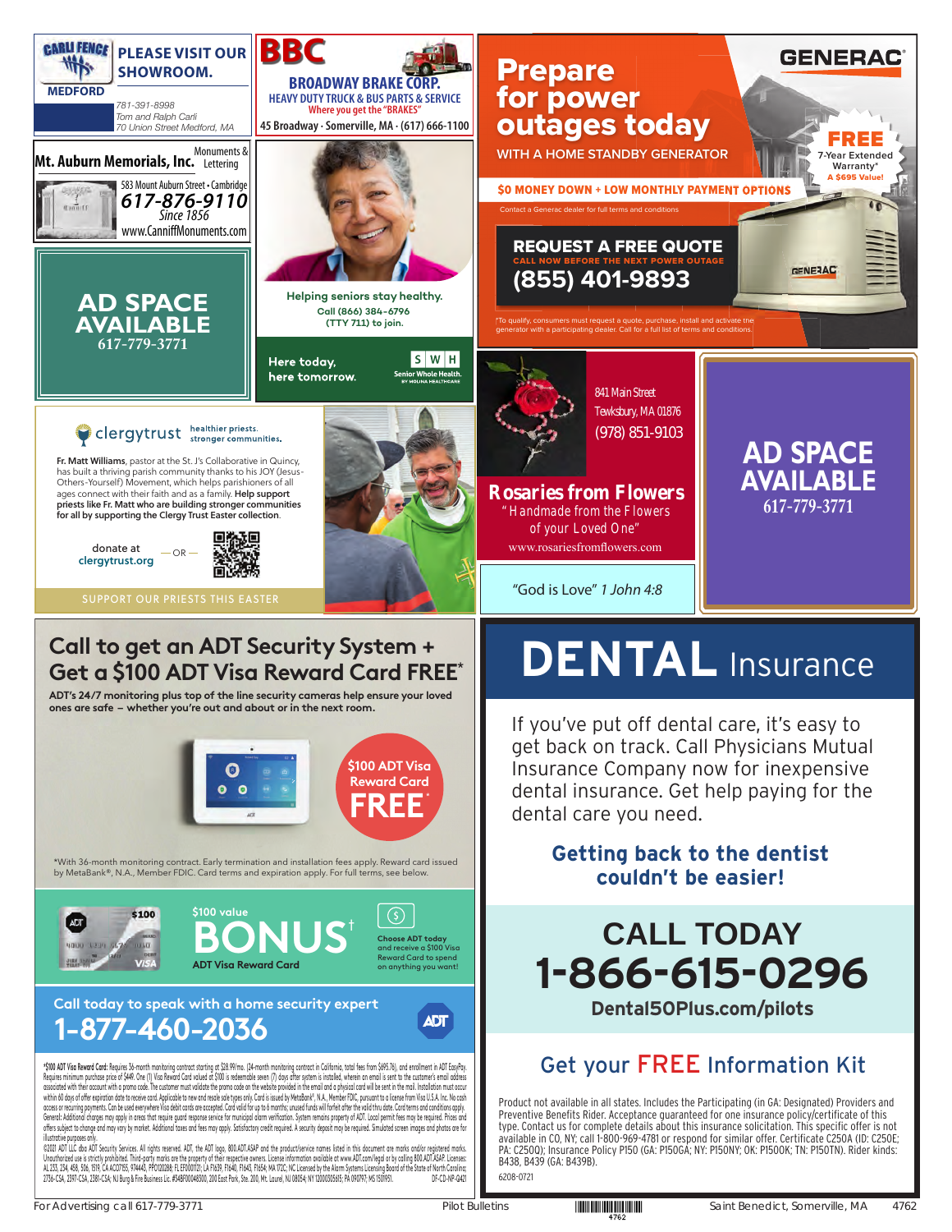CARLI FENCE

MEDFORD

**PLEASE VISIT OUR SHOWROOM.**

781-391-8998
Tom and Ralph Carli
70 Union Street Medford, MA

**BBC**

**BROADWAY BRAKE CORP.**
HEAVY DUTY TRUCK & BUS PARTS & SERVICE
Where you get the "BRAKES"
45 Broadway · Somerville, MA · (617) 666-1100

# Prepare for power outages today

WITH A HOME STANDBY GENERATOR

GENERAC

**FREE** 7-Year Extended Warranty* A $695 Value!

**$0 MONEY DOWN + LOW MONTHLY PAYMENT OPTIONS**

Contact a Generac dealer for full terms and conditions

**REQUEST A FREE QUOTE**
CALL NOW BEFORE THE NEXT POWER OUTAGE
**(855) 401-9893**

*To qualify, consumers must request a quote, purchase, install and activate the generator with a participating dealer. Call for a full list of terms and conditions.

**Mt. Auburn Memorials, Inc.** Monuments & Lettering
583 Mount Auburn Street • Cambridge
**617-876-9110**
Since 1856
www.CanniffMonuments.com

**AD SPACE AVAILABLE**
617-779-3771

**Helping seniors stay healthy.**
Call (866) 384-6796
(TTY 711) to join.

Here today, here tomorrow.

SWH Senior Whole Health. BY MOLINA HEALTHCARE

841 Main Street
Tewksbury, MA 01876
(978) 851-9103

**Rosaries from Flowers**
"Handmade from the Flowers of your Loved One"
www.rosariesfromflowers.com

"God is Love" *1 John 4:8*

**AD SPACE AVAILABLE**
617-779-3771

clergytrust healthier priests. stronger communities.

**Fr. Matt Williams**, pastor at the St. J's Collaborative in Quincy, has built a thriving parish community thanks to his JOY (Jesus-Others-Yourself) Movement, which helps parishioners of all ages connect with their faith and as a family. **Help support priests like Fr. Matt who are building stronger communities** for all by supporting the Clergy Trust Easter collection.

donate at **clergytrust.org** — OR —

SUPPORT OUR PRIESTS THIS EASTER

## Call to get an ADT Security System + Get a $100 ADT Visa Reward Card FREE*

**ADT's 24/7 monitoring plus top of the line security cameras help ensure your loved ones are safe – whether you're out and about or in the next room.**

$100 ADT Visa Reward Card **FREE***

*With 36-month monitoring contract. Early termination and installation fees apply. Reward card issued by MetaBank®, N.A., Member FDIC. Card terms and expiration apply. For full terms, see below.

$100 value **BONUS†** ADT Visa Reward Card

Choose ADT today and receive a $100 Visa Reward Card to spend on anything you want!

Call today to speak with a home security expert
**1-877-460-2036**

*$100 ADT Visa Reward Card: Requires 36-month monitoring contract starting at $28.99/mo. (24-month monitoring contract in California, total fees from $695.76), and enrollment in ADT EasyPay. Requires minimum purchase price of $449. One (1) Visa Reward Card valued at $100 is redeemable seven (7) days after system is installed, wherein an email is sent to the customer's email address associated with their account with a promo code. The customer must validate the promo code on the website provided in the email and a physical card will be sent in the mail. Installation must occur within 60 days of offer expiration date to receive card. Applicable to new and resale sale types only. Card is issued by MetaBank®, N.A., Member FDIC, pursuant to a license from Visa U.S.A. Inc. No cash access or recurring payments. Can be used everywhere Visa debit cards are accepted. Card valid for up to 6 months; unused funds will forfeit after the valid thru date. Card terms and conditions apply. General: Additional charges may apply in areas that require guard response service for municipal alarm verification. System remains property of ADT. Local permit fees may be required. Prices and offers subject to change and may vary by market. Additional taxes and fees may apply. Satisfactory credit required. A security deposit may be required. Simulated screen images and photos are for illustrative purposes only.
©2021 ADT LLC dba ADT Security Services. All rights reserved. ADT, the ADT logo, 800.ADT.ASAP and the product/service names listed in this document are marks and/or registered marks. Unauthorized use is strictly prohibited. Third-party marks are the property of their respective owners. License information available at www.ADT.com/legal or by calling 800.ADT.ASAP. Licenses: AL 23, 234, 458, 506, 1519; CA ACO7155, 974443, PPO120288; FL EF0001121; LA F1639, F1640, F1643, F1654; MA 172C; NC Licensed by the Alarm Systems Licensing Board of the State of North Carolina; 2736-CSA, 2397-CSA, 2381-CSA; NJ Burg & Fire Business Lic. #34BF00048300, 200 East Park, Ste. 200, Mt. Laurel, NJ 08054; NY 12000305615; PA 090797; MS 15019511. DF-CD-NP-Q421

# DENTAL Insurance

If you've put off dental care, it's easy to get back on track. Call Physicians Mutual Insurance Company now for inexpensive dental insurance. Get help paying for the dental care you need.

**Getting back to the dentist couldn't be easier!**

## CALL TODAY
## 1-866-615-0296
**Dental50Plus.com/pilots**

## Get your FREE Information Kit

Product not available in all states. Includes the Participating (in GA: Designated) Providers and Preventive Benefits Rider. Acceptance guaranteed for one insurance policy/certificate of this type. Contact us for complete details about this insurance solicitation. This specific offer is not available in CO, NY; call 1-800-969-4781 or respond for similar offer. Certificate C250A (ID: C250E; PA: C250Q); Insurance Policy P150 (GA: P150GA; NY: P150NY; OK: P150OK; TN: P150TN). Rider kinds: B438, B439 (GA: B439B).

6208-0721

For Advertising call 617-779-3771 Pilot Bulletins Saint Benedict, Somerville, MA 4762